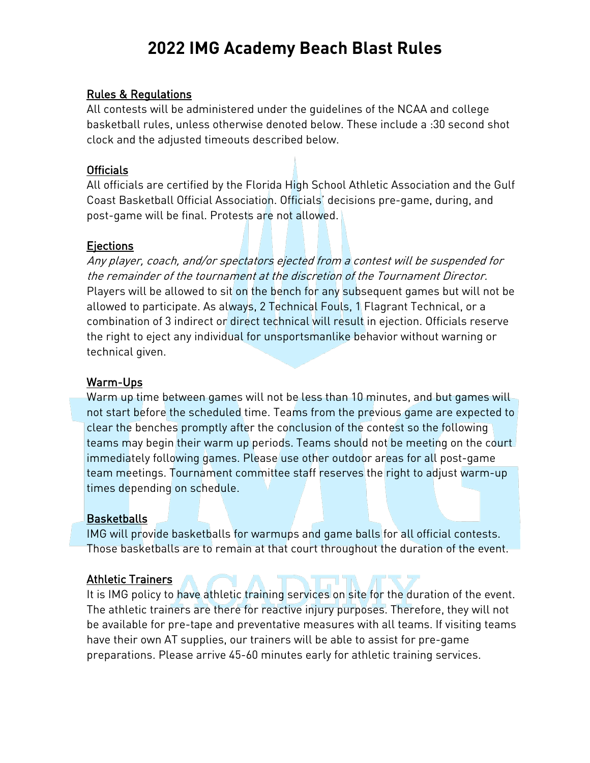# 2022 IMG Academy Beach Blast Rules

## Rules & Regulations

All contests will be administered under the guidelines of the NCAA and college basketball rules, unless otherwise denoted below. These include a :30 second shot clock and the adjusted timeouts described below.

## Officials

All officials are certified by the Florida High School Athletic Association and the Gulf Coast Basketball Official Association. Officials' decisions pre-game, during, and post-game will be final. Protests are not allowed.

## Ejections

*Any player, coach, and/or spectators ejected from a contest will be suspended for the remainder of the tournament at the discretion of the Tournament Director.* Players will be allowed to sit on the bench for any subsequent games but will not be allowed to participate. As always, 2 Technical Fouls, 1 Flagrant Technical, or a combination of 3 indirect or direct technical will result in ejection. Officials reserve the right to eject any individual for unsportsmanlike behavior without warning or technical given.

## Warm-Ups

Warm up time between games will not be less than 10 minutes, and but games will not start before the scheduled time. Teams from the previous game are expected to clear the benches promptly after the conclusion of the contest so the following teams may begin their warm up periods. Teams should not be meeting on the court immediately following games. Please use other outdoor areas for all post-game team meetings. Tournament committee staff reserves the right to adjust warm-up times depending on schedule.

## Basketballs

IMG will provide basketballs for warmups and game balls for all official contests. Those basketballs are to remain at that court throughout the duration of the event.

## Athletic Trainers

It is IMG policy to have athletic training services on site for the duration of the event. The athletic trainers are there for reactive injury purposes. Therefore, they will not be available for pre-tape and preventative measures with all teams. If visiting teams have their own AT supplies, our trainers will be able to assist for pre-game preparations. Please arrive 45-60 minutes early for athletic training services.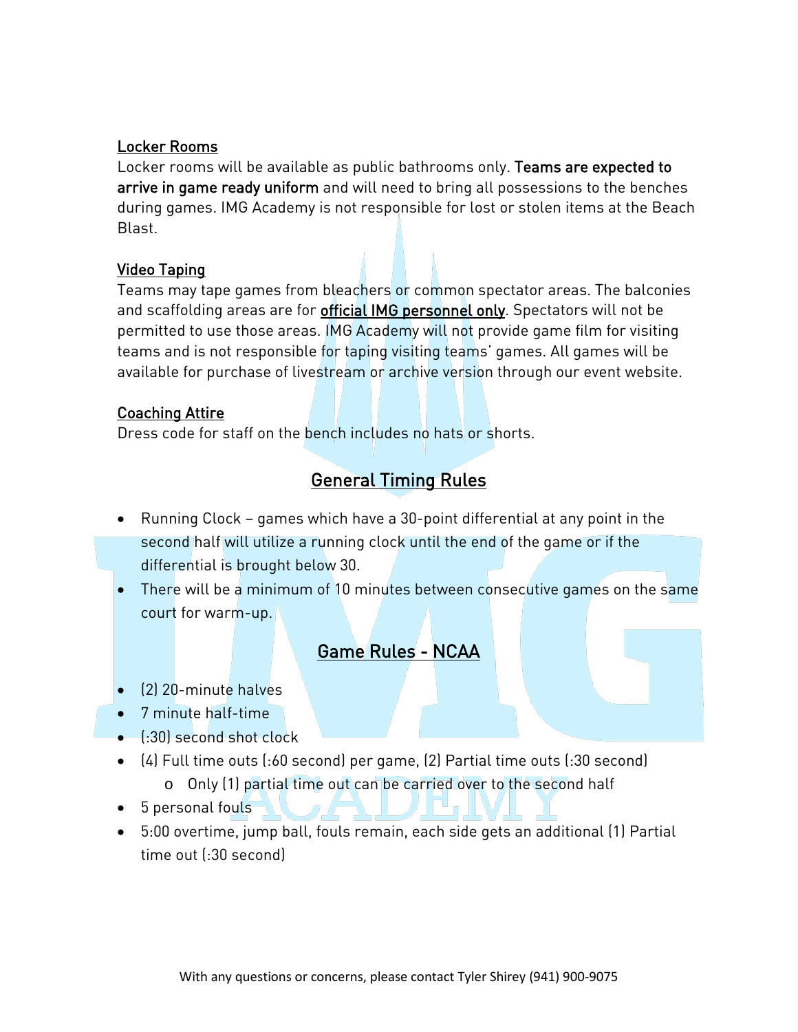## Locker Rooms

Locker rooms will be available as public bathrooms only. **Teams are expected to arrive in game ready uniform** and will need to bring all possessions to the benches during games. IMG Academy is not responsible for lost or stolen items at the Beach Blast.

## Video Taping

Teams may tape games from bleachers or common spectator areas. The balconies and scaffolding areas are for **official IMG personnel only**. Spectators will not be permitted to use those areas. IMG Academy will not provide game film for visiting teams and is not responsible for taping visiting teams' games. All games will be available for purchase of livestream or archive version through our event website.

## Coaching Attire

Dress code for staff on the bench includes no hats or shorts.

## General Timing Rules

- Running Clock – games which have a 30-point differential at any point in the second half will utilize a running clock until the end of the game or if the differential is brought below 30.
- There will be a minimum of 10 minutes between consecutive games on the same court for warm-up.

## Game Rules - NCAA

- (2) 20-minute halves
- 7 minute half-time
- (:30) second shot clock
- (4) Full time outs (:60 second) per game, (2) Partial time outs (:30 second)
  - Only (1) partial time out can be carried over to the second half
- 5 personal fouls
- 5:00 overtime, jump ball, fouls remain, each side gets an additional (1) Partial time out (:30 second)

With any questions or concerns, please contact Tyler Shirey (941) 900-9075